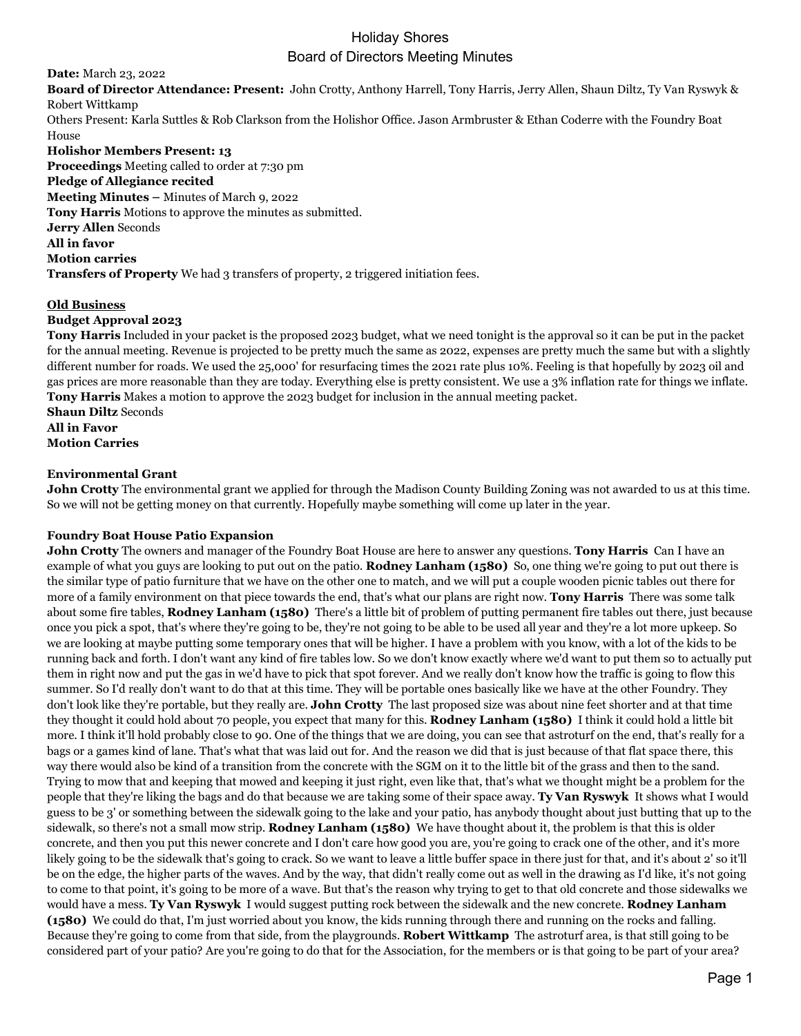# Holiday Shores
## Board of Directors Meeting Minutes

**Date:** March 23, 2022
**Board of Director Attendance: Present:** John Crotty, Anthony Harrell, Tony Harris, Jerry Allen, Shaun Diltz, Ty Van Ryswyk & Robert Wittkamp
Others Present: Karla Suttles & Rob Clarkson from the Holishor Office. Jason Armbruster & Ethan Coderre with the Foundry Boat House
**Holishor Members Present: 13**
**Proceedings** Meeting called to order at 7:30 pm
**Pledge of Allegiance recited**
**Meeting Minutes –** Minutes of March 9, 2022
**Tony Harris** Motions to approve the minutes as submitted.
**Jerry Allen** Seconds
**All in favor**
**Motion carries**
**Transfers of Property** We had 3 transfers of property, 2 triggered initiation fees.

**Old Business**

**Budget Approval 2023**
**Tony Harris** Included in your packet is the proposed 2023 budget, what we need tonight is the approval so it can be put in the packet for the annual meeting. Revenue is projected to be pretty much the same as 2022, expenses are pretty much the same but with a slightly different number for roads. We used the 25,000' for resurfacing times the 2021 rate plus 10%. Feeling is that hopefully by 2023 oil and gas prices are more reasonable than they are today. Everything else is pretty consistent. We use a 3% inflation rate for things we inflate.
**Tony Harris** Makes a motion to approve the 2023 budget for inclusion in the annual meeting packet.
**Shaun Diltz** Seconds
**All in Favor**
**Motion Carries**

**Environmental Grant**
**John Crotty** The environmental grant we applied for through the Madison County Building Zoning was not awarded to us at this time. So we will not be getting money on that currently. Hopefully maybe something will come up later in the year.

**Foundry Boat House Patio Expansion**
**John Crotty** The owners and manager of the Foundry Boat House are here to answer any questions. **Tony Harris** Can I have an example of what you guys are looking to put out on the patio. **Rodney Lanham (1580)** So, one thing we're going to put out there is the similar type of patio furniture that we have on the other one to match, and we will put a couple wooden picnic tables out there for more of a family environment on that piece towards the end, that's what our plans are right now. **Tony Harris** There was some talk about some fire tables, **Rodney Lanham (1580)** There's a little bit of problem of putting permanent fire tables out there, just because once you pick a spot, that's where they're going to be, they're not going to be able to be used all year and they're a lot more upkeep. So we are looking at maybe putting some temporary ones that will be higher. I have a problem with you know, with a lot of the kids to be running back and forth. I don't want any kind of fire tables low. So we don't know exactly where we'd want to put them so to actually put them in right now and put the gas in we'd have to pick that spot forever. And we really don't know how the traffic is going to flow this summer. So I'd really don't want to do that at this time. They will be portable ones basically like we have at the other Foundry. They don't look like they're portable, but they really are. **John Crotty** The last proposed size was about nine feet shorter and at that time they thought it could hold about 70 people, you expect that many for this. **Rodney Lanham (1580)** I think it could hold a little bit more. I think it'll hold probably close to 90. One of the things that we are doing, you can see that astroturf on the end, that's really for a bags or a games kind of lane. That's what that was laid out for. And the reason we did that is just because of that flat space there, this way there would also be kind of a transition from the concrete with the SGM on it to the little bit of the grass and then to the sand. Trying to mow that and keeping that mowed and keeping it just right, even like that, that's what we thought might be a problem for the people that they're liking the bags and do that because we are taking some of their space away. **Ty Van Ryswyk** It shows what I would guess to be 3' or something between the sidewalk going to the lake and your patio, has anybody thought about just butting that up to the sidewalk, so there's not a small mow strip. **Rodney Lanham (1580)** We have thought about it, the problem is that this is older concrete, and then you put this newer concrete and I don't care how good you are, you're going to crack one of the other, and it's more likely going to be the sidewalk that's going to crack. So we want to leave a little buffer space in there just for that, and it's about 2' so it'll be on the edge, the higher parts of the waves. And by the way, that didn't really come out as well in the drawing as I'd like, it's not going to come to that point, it's going to be more of a wave. But that's the reason why trying to get to that old concrete and those sidewalks we would have a mess. **Ty Van Ryswyk** I would suggest putting rock between the sidewalk and the new concrete. **Rodney Lanham (1580)** We could do that, I'm just worried about you know, the kids running through there and running on the rocks and falling. Because they're going to come from that side, from the playgrounds. **Robert Wittkamp** The astroturf area, is that still going to be considered part of your patio? Are you're going to do that for the Association, for the members or is that going to be part of your area?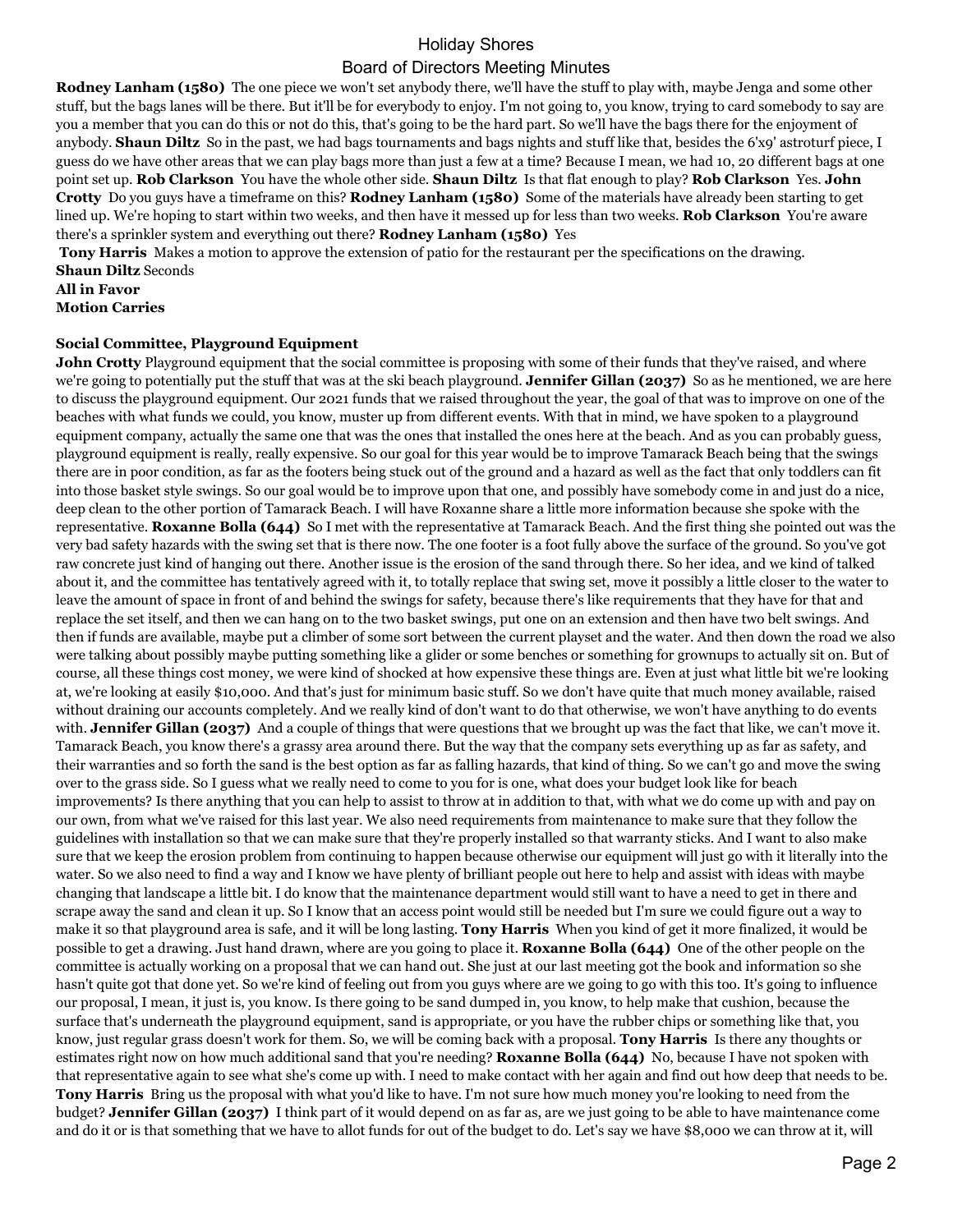**Rodney Lanham (1580)** The one piece we won't set anybody there, we'll have the stuff to play with, maybe Jenga and some other stuff, but the bags lanes will be there. But it'll be for everybody to enjoy. I'm not going to, you know, trying to card somebody to say are you a member that you can do this or not do this, that's going to be the hard part. So we'll have the bags there for the enjoyment of anybody. **Shaun Diltz** So in the past, we had bags tournaments and bags nights and stuff like that, besides the 6'x9' astroturf piece, I guess do we have other areas that we can play bags more than just a few at a time? Because I mean, we had 10, 20 different bags at one point set up. **Rob Clarkson** You have the whole other side. **Shaun Diltz** Is that flat enough to play? **Rob Clarkson** Yes. **John Crotty** Do you guys have a timeframe on this? **Rodney Lanham (1580)** Some of the materials have already been starting to get lined up. We're hoping to start within two weeks, and then have it messed up for less than two weeks. **Rob Clarkson** You're aware there's a sprinkler system and everything out there? **Rodney Lanham (1580)** Yes

**Tony Harris** Makes a motion to approve the extension of patio for the restaurant per the specifications on the drawing.
**Shaun Diltz** Seconds
**All in Favor**
**Motion Carries**

**Social Committee, Playground Equipment**
**John Crotty** Playground equipment that the social committee is proposing with some of their funds that they've raised, and where we're going to potentially put the stuff that was at the ski beach playground. **Jennifer Gillan (2037)** So as he mentioned, we are here to discuss the playground equipment. Our 2021 funds that we raised throughout the year, the goal of that was to improve on one of the beaches with what funds we could, you know, muster up from different events. With that in mind, we have spoken to a playground equipment company, actually the same one that was the ones that installed the ones here at the beach. And as you can probably guess, playground equipment is really, really expensive. So our goal for this year would be to improve Tamarack Beach being that the swings there are in poor condition, as far as the footers being stuck out of the ground and a hazard as well as the fact that only toddlers can fit into those basket style swings. So our goal would be to improve upon that one, and possibly have somebody come in and just do a nice, deep clean to the other portion of Tamarack Beach. I will have Roxanne share a little more information because she spoke with the representative. **Roxanne Bolla (644)** So I met with the representative at Tamarack Beach. And the first thing she pointed out was the very bad safety hazards with the swing set that is there now. The one footer is a foot fully above the surface of the ground. So you've got raw concrete just kind of hanging out there. Another issue is the erosion of the sand through there. So her idea, and we kind of talked about it, and the committee has tentatively agreed with it, to totally replace that swing set, move it possibly a little closer to the water to leave the amount of space in front of and behind the swings for safety, because there's like requirements that they have for that and replace the set itself, and then we can hang on to the two basket swings, put one on an extension and then have two belt swings. And then if funds are available, maybe put a climber of some sort between the current playset and the water. And then down the road we also were talking about possibly maybe putting something like a glider or some benches or something for grownups to actually sit on. But of course, all these things cost money, we were kind of shocked at how expensive these things are. Even at just what little bit we're looking at, we're looking at easily $10,000. And that's just for minimum basic stuff. So we don't have quite that much money available, raised without draining our accounts completely. And we really kind of don't want to do that otherwise, we won't have anything to do events with. **Jennifer Gillan (2037)** And a couple of things that were questions that we brought up was the fact that like, we can't move it. Tamarack Beach, you know there's a grassy area around there. But the way that the company sets everything up as far as safety, and their warranties and so forth the sand is the best option as far as falling hazards, that kind of thing. So we can't go and move the swing over to the grass side. So I guess what we really need to come to you for is one, what does your budget look like for beach improvements? Is there anything that you can help to assist to throw at in addition to that, with what we do come up with and pay on our own, from what we've raised for this last year. We also need requirements from maintenance to make sure that they follow the guidelines with installation so that we can make sure that they're properly installed so that warranty sticks. And I want to also make sure that we keep the erosion problem from continuing to happen because otherwise our equipment will just go with it literally into the water. So we also need to find a way and I know we have plenty of brilliant people out here to help and assist with ideas with maybe changing that landscape a little bit. I do know that the maintenance department would still want to have a need to get in there and scrape away the sand and clean it up. So I know that an access point would still be needed but I'm sure we could figure out a way to make it so that playground area is safe, and it will be long lasting. **Tony Harris** When you kind of get it more finalized, it would be possible to get a drawing. Just hand drawn, where are you going to place it. **Roxanne Bolla (644)** One of the other people on the committee is actually working on a proposal that we can hand out. She just at our last meeting got the book and information so she hasn't quite got that done yet. So we're kind of feeling out from you guys where are we going to go with this too. It's going to influence our proposal, I mean, it just is, you know. Is there going to be sand dumped in, you know, to help make that cushion, because the surface that's underneath the playground equipment, sand is appropriate, or you have the rubber chips or something like that, you know, just regular grass doesn't work for them. So, we will be coming back with a proposal. **Tony Harris** Is there any thoughts or estimates right now on how much additional sand that you're needing? **Roxanne Bolla (644)** No, because I have not spoken with that representative again to see what she's come up with. I need to make contact with her again and find out how deep that needs to be. **Tony Harris** Bring us the proposal with what you'd like to have. I'm not sure how much money you're looking to need from the budget? **Jennifer Gillan (2037)** I think part of it would depend on as far as, are we just going to be able to have maintenance come and do it or is that something that we have to allot funds for out of the budget to do. Let's say we have $8,000 we can throw at it, will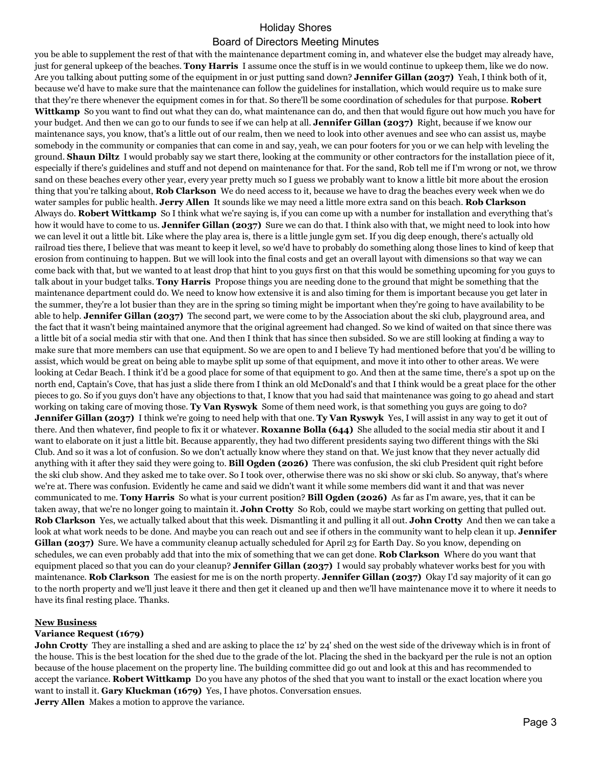you be able to supplement the rest of that with the maintenance department coming in, and whatever else the budget may already have, just for general upkeep of the beaches. **Tony Harris** I assume once the stuff is in we would continue to upkeep them, like we do now. Are you talking about putting some of the equipment in or just putting sand down? **Jennifer Gillan (2037)** Yeah, I think both of it, because we'd have to make sure that the maintenance can follow the guidelines for installation, which would require us to make sure that they're there whenever the equipment comes in for that. So there'll be some coordination of schedules for that purpose. **Robert Wittkamp** So you want to find out what they can do, what maintenance can do, and then that would figure out how much you have for your budget. And then we can go to our funds to see if we can help at all. **Jennifer Gillan (2037)** Right, because if we know our maintenance says, you know, that's a little out of our realm, then we need to look into other avenues and see who can assist us, maybe somebody in the community or companies that can come in and say, yeah, we can pour footers for you or we can help with leveling the ground. **Shaun Diltz** I would probably say we start there, looking at the community or other contractors for the installation piece of it, especially if there's guidelines and stuff and not depend on maintenance for that. For the sand, Rob tell me if I'm wrong or not, we throw sand on these beaches every other year, every year pretty much so I guess we probably want to know a little bit more about the erosion thing that you're talking about, **Rob Clarkson** We do need access to it, because we have to drag the beaches every week when we do water samples for public health. **Jerry Allen** It sounds like we may need a little more extra sand on this beach. **Rob Clarkson** Always do. **Robert Wittkamp** So I think what we're saying is, if you can come up with a number for installation and everything that's how it would have to come to us. **Jennifer Gillan (2037)** Sure we can do that. I think also with that, we might need to look into how we can level it out a little bit. Like where the play area is, there is a little jungle gym set. If you dig deep enough, there's actually old railroad ties there, I believe that was meant to keep it level, so we'd have to probably do something along those lines to kind of keep that erosion from continuing to happen. But we will look into the final costs and get an overall layout with dimensions so that way we can come back with that, but we wanted to at least drop that hint to you guys first on that this would be something upcoming for you guys to talk about in your budget talks. **Tony Harris** Propose things you are needing done to the ground that might be something that the maintenance department could do. We need to know how extensive it is and also timing for them is important because you get later in the summer, they're a lot busier than they are in the spring so timing might be important when they're going to have availability to be able to help. **Jennifer Gillan (2037)** The second part, we were come to by the Association about the ski club, playground area, and the fact that it wasn't being maintained anymore that the original agreement had changed. So we kind of waited on that since there was a little bit of a social media stir with that one. And then I think that has since then subsided. So we are still looking at finding a way to make sure that more members can use that equipment. So we are open to and I believe Ty had mentioned before that you'd be willing to assist, which would be great on being able to maybe split up some of that equipment, and move it into other to other areas. We were looking at Cedar Beach. I think it'd be a good place for some of that equipment to go. And then at the same time, there's a spot up on the north end, Captain's Cove, that has just a slide there from I think an old McDonald's and that I think would be a great place for the other pieces to go. So if you guys don't have any objections to that, I know that you had said that maintenance was going to go ahead and start working on taking care of moving those. **Ty Van Ryswyk** Some of them need work, is that something you guys are going to do? **Jennifer Gillan (2037)** I think we're going to need help with that one. **Ty Van Ryswyk** Yes, I will assist in any way to get it out of there. And then whatever, find people to fix it or whatever. **Roxanne Bolla (644)** She alluded to the social media stir about it and I want to elaborate on it just a little bit. Because apparently, they had two different presidents saying two different things with the Ski Club. And so it was a lot of confusion. So we don't actually know where they stand on that. We just know that they never actually did anything with it after they said they were going to. **Bill Ogden (2026)** There was confusion, the ski club President quit right before the ski club show. And they asked me to take over. So I took over, otherwise there was no ski show or ski club. So anyway, that's where we're at. There was confusion. Evidently he came and said we didn't want it while some members did want it and that was never communicated to me. **Tony Harris** So what is your current position? **Bill Ogden (2026)** As far as I'm aware, yes, that it can be taken away, that we're no longer going to maintain it. **John Crotty** So Rob, could we maybe start working on getting that pulled out. **Rob Clarkson** Yes, we actually talked about that this week. Dismantling it and pulling it all out. **John Crotty** And then we can take a look at what work needs to be done. And maybe you can reach out and see if others in the community want to help clean it up. **Jennifer Gillan (2037)** Sure. We have a community cleanup actually scheduled for April 23 for Earth Day. So you know, depending on schedules, we can even probably add that into the mix of something that we can get done. **Rob Clarkson** Where do you want that equipment placed so that you can do your cleanup? **Jennifer Gillan (2037)** I would say probably whatever works best for you with maintenance. **Rob Clarkson** The easiest for me is on the north property. **Jennifer Gillan (2037)** Okay I'd say majority of it can go to the north property and we'll just leave it there and then get it cleaned up and then we'll have maintenance move it to where it needs to have its final resting place. Thanks.

## New Business

### Variance Request (1679)

**John Crotty** They are installing a shed and are asking to place the 12' by 24' shed on the west side of the driveway which is in front of the house. This is the best location for the shed due to the grade of the lot. Placing the shed in the backyard per the rule is not an option because of the house placement on the property line. The building committee did go out and look at this and has recommended to accept the variance. **Robert Wittkamp** Do you have any photos of the shed that you want to install or the exact location where you want to install it. **Gary Kluckman (1679)** Yes, I have photos. Conversation ensues.

**Jerry Allen** Makes a motion to approve the variance.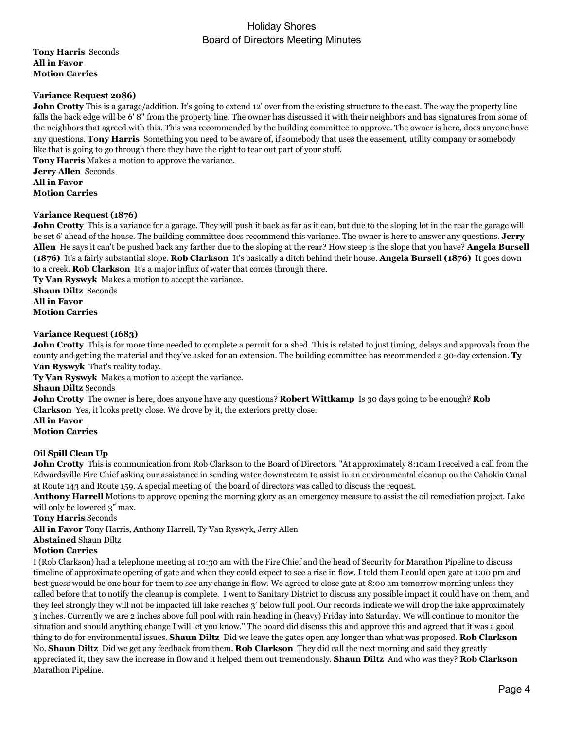**Tony Harris** Seconds
**All in Favor**
**Motion Carries**

**Variance Request 2086)**

**John Crotty** This is a garage/addition. It's going to extend 12' over from the existing structure to the east. The way the property line falls the back edge will be 6' 8" from the property line. The owner has discussed it with their neighbors and has signatures from some of the neighbors that agreed with this. This was recommended by the building committee to approve. The owner is here, does anyone have any questions. **Tony Harris** Something you need to be aware of, if somebody that uses the easement, utility company or somebody like that is going to go through there they have the right to tear out part of your stuff.
**Tony Harris** Makes a motion to approve the variance.
**Jerry Allen** Seconds
**All in Favor**
**Motion Carries**

**Variance Request (1876)**

**John Crotty** This is a variance for a garage. They will push it back as far as it can, but due to the sloping lot in the rear the garage will be set 6' ahead of the house. The building committee does recommend this variance. The owner is here to answer any questions. **Jerry Allen** He says it can't be pushed back any farther due to the sloping at the rear? How steep is the slope that you have? **Angela Bursell (1876)** It's a fairly substantial slope. **Rob Clarkson** It's basically a ditch behind their house. **Angela Bursell (1876)** It goes down to a creek. **Rob Clarkson** It's a major influx of water that comes through there.
**Ty Van Ryswyk** Makes a motion to accept the variance.
**Shaun Diltz** Seconds
**All in Favor**
**Motion Carries**

**Variance Request (1683)**

**John Crotty** This is for more time needed to complete a permit for a shed. This is related to just timing, delays and approvals from the county and getting the material and they've asked for an extension. The building committee has recommended a 30-day extension. **Ty Van Ryswyk** That's reality today.
**Ty Van Ryswyk** Makes a motion to accept the variance.
**Shaun Diltz** Seconds
**John Crotty** The owner is here, does anyone have any questions? **Robert Wittkamp** Is 30 days going to be enough? **Rob Clarkson** Yes, it looks pretty close. We drove by it, the exteriors pretty close.
**All in Favor**
**Motion Carries**

**Oil Spill Clean Up**

**John Crotty** This is communication from Rob Clarkson to the Board of Directors. "At approximately 8:10am I received a call from the Edwardsville Fire Chief asking our assistance in sending water downstream to assist in an environmental cleanup on the Cahokia Canal at Route 143 and Route 159. A special meeting of the board of directors was called to discuss the request.
**Anthony Harrell** Motions to approve opening the morning glory as an emergency measure to assist the oil remediation project. Lake will only be lowered 3" max.
**Tony Harris** Seconds
**All in Favor** Tony Harris, Anthony Harrell, Ty Van Ryswyk, Jerry Allen
**Abstained** Shaun Diltz
**Motion Carries**
I (Rob Clarkson) had a telephone meeting at 10:30 am with the Fire Chief and the head of Security for Marathon Pipeline to discuss timeline of approximate opening of gate and when they could expect to see a rise in flow. I told them I could open gate at 1:00 pm and best guess would be one hour for them to see any change in flow. We agreed to close gate at 8:00 am tomorrow morning unless they called before that to notify the cleanup is complete. I went to Sanitary District to discuss any possible impact it could have on them, and they feel strongly they will not be impacted till lake reaches 3' below full pool. Our records indicate we will drop the lake approximately 3 inches. Currently we are 2 inches above full pool with rain heading in (heavy) Friday into Saturday. We will continue to monitor the situation and should anything change I will let you know." The board did discuss this and approve this and agreed that it was a good thing to do for environmental issues. **Shaun Diltz** Did we leave the gates open any longer than what was proposed. **Rob Clarkson** No. **Shaun Diltz** Did we get any feedback from them. **Rob Clarkson** They did call the next morning and said they greatly appreciated it, they saw the increase in flow and it helped them out tremendously. **Shaun Diltz** And who was they? **Rob Clarkson** Marathon Pipeline.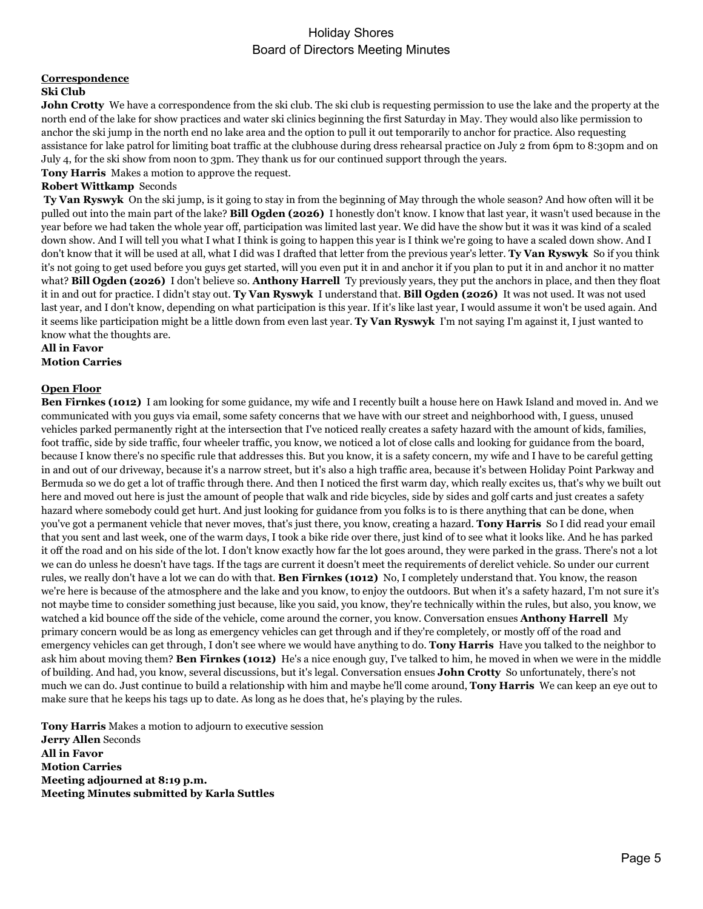**Correspondence**

**Ski Club**

**John Crotty** We have a correspondence from the ski club. The ski club is requesting permission to use the lake and the property at the north end of the lake for show practices and water ski clinics beginning the first Saturday in May. They would also like permission to anchor the ski jump in the north end no lake area and the option to pull it out temporarily to anchor for practice. Also requesting assistance for lake patrol for limiting boat traffic at the clubhouse during dress rehearsal practice on July 2 from 6pm to 8:30pm and on July 4, for the ski show from noon to 3pm. They thank us for our continued support through the years.

**Tony Harris** Makes a motion to approve the request.

**Robert Wittkamp** Seconds

**Ty Van Ryswyk** On the ski jump, is it going to stay in from the beginning of May through the whole season? And how often will it be pulled out into the main part of the lake? **Bill Ogden (2026)** I honestly don't know. I know that last year, it wasn't used because in the year before we had taken the whole year off, participation was limited last year. We did have the show but it was it was kind of a scaled down show. And I will tell you what I what I think is going to happen this year is I think we're going to have a scaled down show. And I don't know that it will be used at all, what I did was I drafted that letter from the previous year's letter. **Ty Van Ryswyk** So if you think it's not going to get used before you guys get started, will you even put it in and anchor it if you plan to put it in and anchor it no matter what? **Bill Ogden (2026)** I don't believe so. **Anthony Harrell** Ty previously years, they put the anchors in place, and then they float it in and out for practice. I didn't stay out. **Ty Van Ryswyk** I understand that. **Bill Ogden (2026)** It was not used. It was not used last year, and I don't know, depending on what participation is this year. If it's like last year, I would assume it won't be used again. And it seems like participation might be a little down from even last year. **Ty Van Ryswyk** I'm not saying I'm against it, I just wanted to know what the thoughts are.

**All in Favor**

**Motion Carries**

**Open Floor**

**Ben Firnkes (1012)** I am looking for some guidance, my wife and I recently built a house here on Hawk Island and moved in. And we communicated with you guys via email, some safety concerns that we have with our street and neighborhood with, I guess, unused vehicles parked permanently right at the intersection that I've noticed really creates a safety hazard with the amount of kids, families, foot traffic, side by side traffic, four wheeler traffic, you know, we noticed a lot of close calls and looking for guidance from the board, because I know there's no specific rule that addresses this. But you know, it is a safety concern, my wife and I have to be careful getting in and out of our driveway, because it's a narrow street, but it's also a high traffic area, because it's between Holiday Point Parkway and Bermuda so we do get a lot of traffic through there. And then I noticed the first warm day, which really excites us, that's why we built out here and moved out here is just the amount of people that walk and ride bicycles, side by sides and golf carts and just creates a safety hazard where somebody could get hurt. And just looking for guidance from you folks is to is there anything that can be done, when you've got a permanent vehicle that never moves, that's just there, you know, creating a hazard. **Tony Harris** So I did read your email that you sent and last week, one of the warm days, I took a bike ride over there, just kind of to see what it looks like. And he has parked it off the road and on his side of the lot. I don't know exactly how far the lot goes around, they were parked in the grass. There's not a lot we can do unless he doesn't have tags. If the tags are current it doesn't meet the requirements of derelict vehicle. So under our current rules, we really don't have a lot we can do with that. **Ben Firnkes (1012)** No, I completely understand that. You know, the reason we're here is because of the atmosphere and the lake and you know, to enjoy the outdoors. But when it's a safety hazard, I'm not sure it's not maybe time to consider something just because, like you said, you know, they're technically within the rules, but also, you know, we watched a kid bounce off the side of the vehicle, come around the corner, you know. Conversation ensues **Anthony Harrell** My primary concern would be as long as emergency vehicles can get through and if they're completely, or mostly off of the road and emergency vehicles can get through, I don't see where we would have anything to do. **Tony Harris** Have you talked to the neighbor to ask him about moving them? **Ben Firnkes (1012)** He's a nice enough guy, I've talked to him, he moved in when we were in the middle of building. And had, you know, several discussions, but it's legal. Conversation ensues **John Crotty** So unfortunately, there's not much we can do. Just continue to build a relationship with him and maybe he'll come around, **Tony Harris** We can keep an eye out to make sure that he keeps his tags up to date. As long as he does that, he's playing by the rules.

**Tony Harris** Makes a motion to adjourn to executive session

**Jerry Allen** Seconds

**All in Favor**

**Motion Carries**

**Meeting adjourned at 8:19 p.m.**

**Meeting Minutes submitted by Karla Suttles**